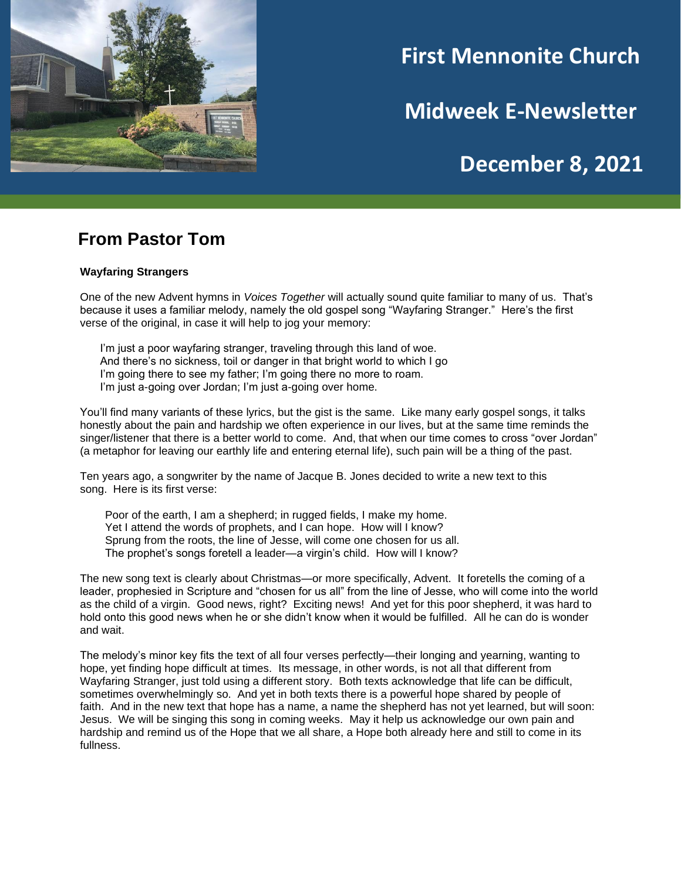# First Mennonite Church

# Midweek E-Newsletter

# December 8, 2021

## From Pastor Tom

**Wayfaring Strangers**

One of the new Advent hymns in *Voices Together* will actually sound quite familiar to many of us. That's because it uses a familiar melody, namely the old gospel song "Wayfaring Stranger." Here's the first verse of the original, in case it will help to jog your memory:

> I'm just a poor wayfaring stranger, traveling through this land of woe.
> And there's no sickness, toil or danger in that bright world to which I go
> I'm going there to see my father; I'm going there no more to roam.
> I'm just a-going over Jordan; I'm just a-going over home.

You'll find many variants of these lyrics, but the gist is the same. Like many early gospel songs, it talks honestly about the pain and hardship we often experience in our lives, but at the same time reminds the singer/listener that there is a better world to come. And, that when our time comes to cross "over Jordan" (a metaphor for leaving our earthly life and entering eternal life), such pain will be a thing of the past.

Ten years ago, a songwriter by the name of Jacque B. Jones decided to write a new text to this song. Here is its first verse:

> Poor of the earth, I am a shepherd; in rugged fields, I make my home.
> Yet I attend the words of prophets, and I can hope. How will I know?
> Sprung from the roots, the line of Jesse, will come one chosen for us all.
> The prophet's songs foretell a leader—a virgin's child. How will I know?

The new song text is clearly about Christmas—or more specifically, Advent. It foretells the coming of a leader, prophesied in Scripture and "chosen for us all" from the line of Jesse, who will come into the world as the child of a virgin. Good news, right? Exciting news! And yet for this poor shepherd, it was hard to hold onto this good news when he or she didn't know when it would be fulfilled. All he can do is wonder and wait.

The melody's minor key fits the text of all four verses perfectly—their longing and yearning, wanting to hope, yet finding hope difficult at times. Its message, in other words, is not all that different from Wayfaring Stranger, just told using a different story. Both texts acknowledge that life can be difficult, sometimes overwhelmingly so. And yet in both texts there is a powerful hope shared by people of faith. And in the new text that hope has a name, a name the shepherd has not yet learned, but will soon: Jesus. We will be singing this song in coming weeks. May it help us acknowledge our own pain and hardship and remind us of the Hope that we all share, a Hope both already here and still to come in its fullness.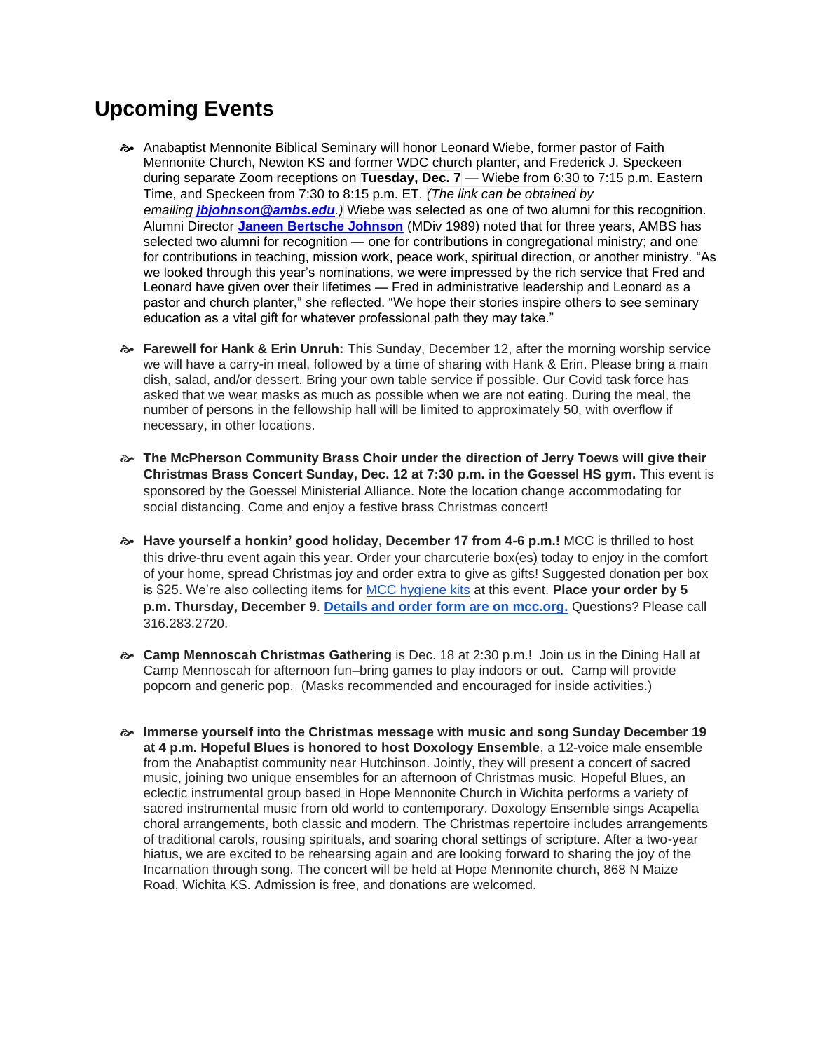## Upcoming Events

- Anabaptist Mennonite Biblical Seminary will honor Leonard Wiebe, former pastor of Faith Mennonite Church, Newton KS and former WDC church planter, and Frederick J. Speckeen during separate Zoom receptions on **Tuesday, Dec. 7** — Wiebe from 6:30 to 7:15 p.m. Eastern Time, and Speckeen from 7:30 to 8:15 p.m. ET. *(The link can be obtained by emailing **jbjohnson@ambs.edu**.)* Wiebe was selected as one of two alumni for this recognition. Alumni Director **Janeen Bertsche Johnson** (MDiv 1989) noted that for three years, AMBS has selected two alumni for recognition — one for contributions in congregational ministry; and one for contributions in teaching, mission work, peace work, spiritual direction, or another ministry. "As we looked through this year's nominations, we were impressed by the rich service that Fred and Leonard have given over their lifetimes — Fred in administrative leadership and Leonard as a pastor and church planter," she reflected. "We hope their stories inspire others to see seminary education as a vital gift for whatever professional path they may take."

- **Farewell for Hank & Erin Unruh:** This Sunday, December 12, after the morning worship service we will have a carry-in meal, followed by a time of sharing with Hank & Erin. Please bring a main dish, salad, and/or dessert. Bring your own table service if possible. Our Covid task force has asked that we wear masks as much as possible when we are not eating. During the meal, the number of persons in the fellowship hall will be limited to approximately 50, with overflow if necessary, in other locations.

- **The McPherson Community Brass Choir under the direction of Jerry Toews will give their Christmas Brass Concert Sunday, Dec. 12 at 7:30 p.m. in the Goessel HS gym.** This event is sponsored by the Goessel Ministerial Alliance. Note the location change accommodating for social distancing. Come and enjoy a festive brass Christmas concert!

- **Have yourself a honkin' good holiday, December 17 from 4-6 p.m.!** MCC is thrilled to host this drive-thru event again this year. Order your charcuterie box(es) today to enjoy in the comfort of your home, spread Christmas joy and order extra to give as gifts! Suggested donation per box is $25. We're also collecting items for MCC hygiene kits at this event. **Place your order by 5 p.m. Thursday, December 9**. **Details and order form are on mcc.org.** Questions? Please call 316.283.2720.

- **Camp Mennoscah Christmas Gathering** is Dec. 18 at 2:30 p.m.! Join us in the Dining Hall at Camp Mennoscah for afternoon fun–bring games to play indoors or out. Camp will provide popcorn and generic pop. (Masks recommended and encouraged for inside activities.)

- **Immerse yourself into the Christmas message with music and song Sunday December 19 at 4 p.m. Hopeful Blues is honored to host Doxology Ensemble**, a 12-voice male ensemble from the Anabaptist community near Hutchinson. Jointly, they will present a concert of sacred music, joining two unique ensembles for an afternoon of Christmas music. Hopeful Blues, an eclectic instrumental group based in Hope Mennonite Church in Wichita performs a variety of sacred instrumental music from old world to contemporary. Doxology Ensemble sings Acapella choral arrangements, both classic and modern. The Christmas repertoire includes arrangements of traditional carols, rousing spirituals, and soaring choral settings of scripture. After a two-year hiatus, we are excited to be rehearsing again and are looking forward to sharing the joy of the Incarnation through song. The concert will be held at Hope Mennonite church, 868 N Maize Road, Wichita KS. Admission is free, and donations are welcomed.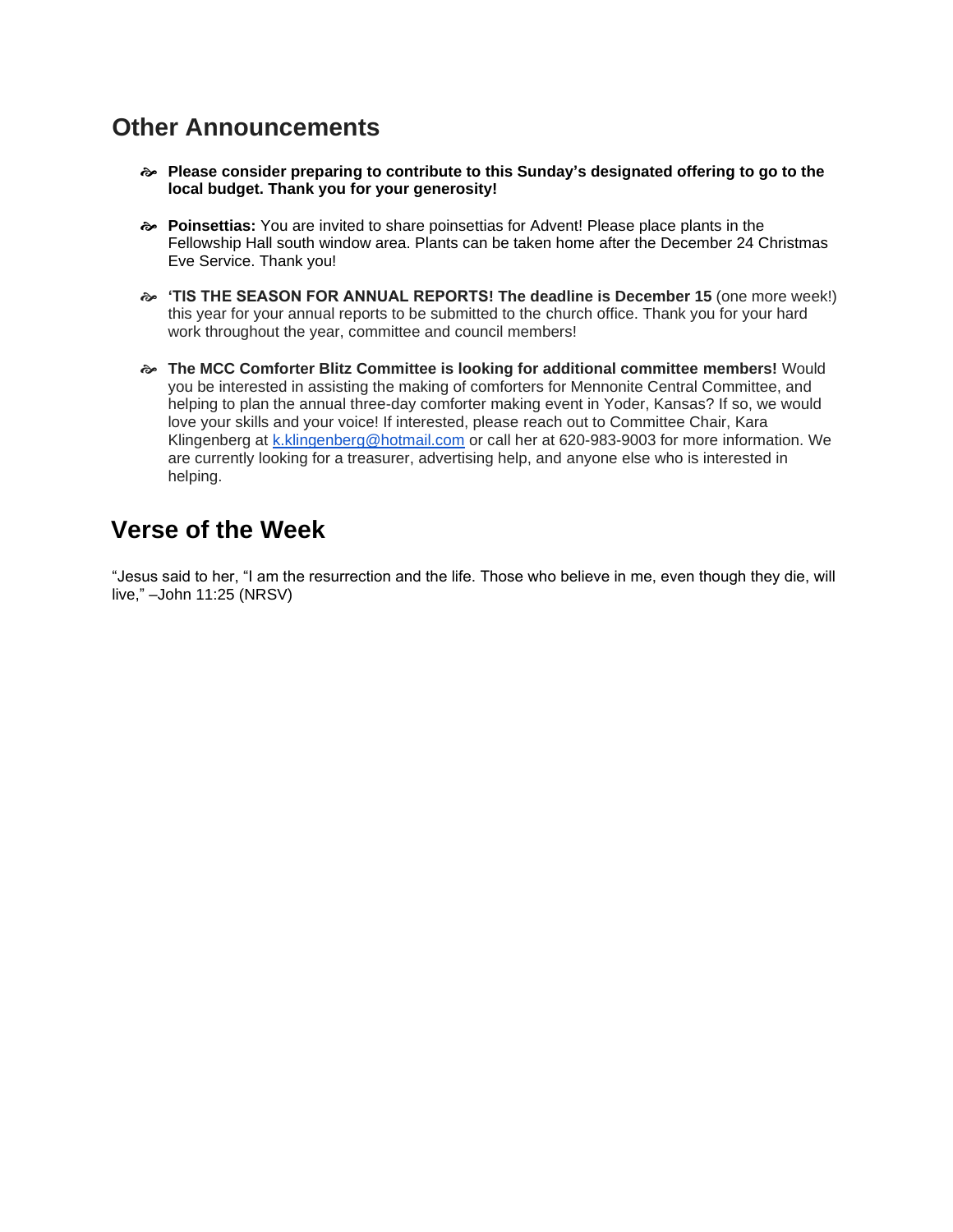## Other Announcements

- **Please consider preparing to contribute to this Sunday's designated offering to go to the local budget. Thank you for your generosity!**

- **Poinsettias:** You are invited to share poinsettias for Advent! Please place plants in the Fellowship Hall south window area. Plants can be taken home after the December 24 Christmas Eve Service. Thank you!

- **'TIS THE SEASON FOR ANNUAL REPORTS! The deadline is December 15** (one more week!) this year for your annual reports to be submitted to the church office. Thank you for your hard work throughout the year, committee and council members!

- **The MCC Comforter Blitz Committee is looking for additional committee members!** Would you be interested in assisting the making of comforters for Mennonite Central Committee, and helping to plan the annual three-day comforter making event in Yoder, Kansas? If so, we would love your skills and your voice! If interested, please reach out to Committee Chair, Kara Klingenberg at k.klingenberg@hotmail.com or call her at 620-983-9003 for more information. We are currently looking for a treasurer, advertising help, and anyone else who is interested in helping.

## Verse of the Week

"Jesus said to her, "I am the resurrection and the life. Those who believe in me, even though they die, will live," –John 11:25 (NRSV)